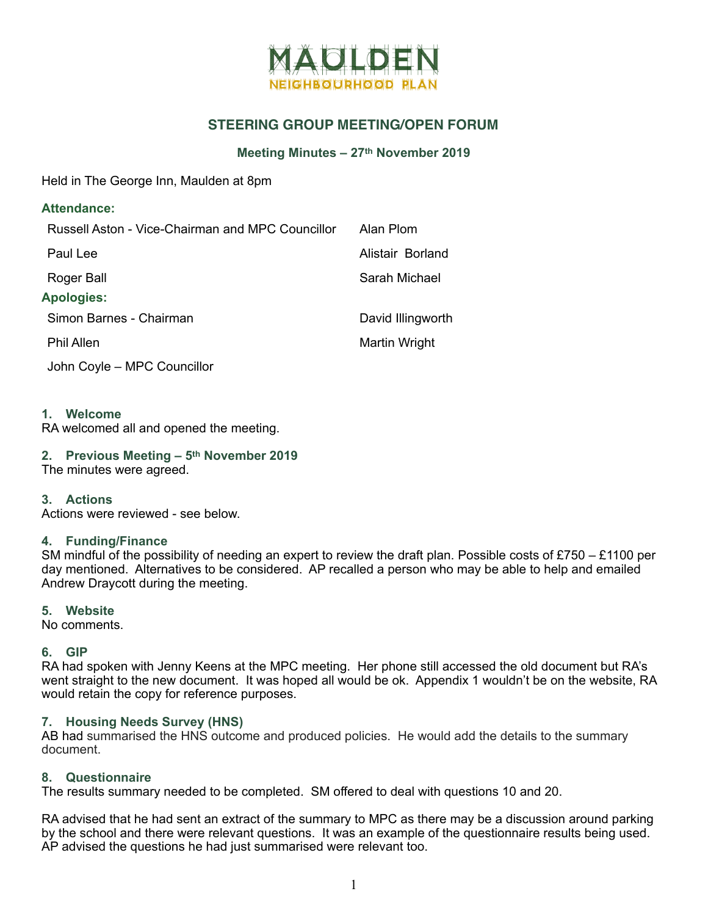# MAULDEN
## NEIGHBOURHOOD PLAN

## STEERING GROUP MEETING/OPEN FORUM

### Meeting Minutes – 27th November 2019

Held in The George Inn, Maulden at 8pm

**Attendance:**

| | |
|---|---|
| Russell Aston - Vice-Chairman and MPC Councillor | Alan Plom |
| Paul Lee | Alistair Borland |
| Roger Ball | Sarah Michael |

**Apologies:**

| | |
|---|---|
| Simon Barnes - Chairman | David Illingworth |
| Phil Allen | Martin Wright |
| John Coyle – MPC Councillor | |

### 1. Welcome
RA welcomed all and opened the meeting.

### 2. Previous Meeting – 5th November 2019
The minutes were agreed.

### 3. Actions
Actions were reviewed - see below.

### 4. Funding/Finance
SM mindful of the possibility of needing an expert to review the draft plan. Possible costs of £750 – £1100 per day mentioned. Alternatives to be considered. AP recalled a person who may be able to help and emailed Andrew Draycott during the meeting.

### 5. Website
No comments.

### 6. GIP
RA had spoken with Jenny Keens at the MPC meeting. Her phone still accessed the old document but RA's went straight to the new document. It was hoped all would be ok. Appendix 1 wouldn't be on the website, RA would retain the copy for reference purposes.

### 7. Housing Needs Survey (HNS)
AB had summarised the HNS outcome and produced policies. He would add the details to the summary document.

### 8. Questionnaire
The results summary needed to be completed. SM offered to deal with questions 10 and 20.

RA advised that he had sent an extract of the summary to MPC as there may be a discussion around parking by the school and there were relevant questions. It was an example of the questionnaire results being used. AP advised the questions he had just summarised were relevant too.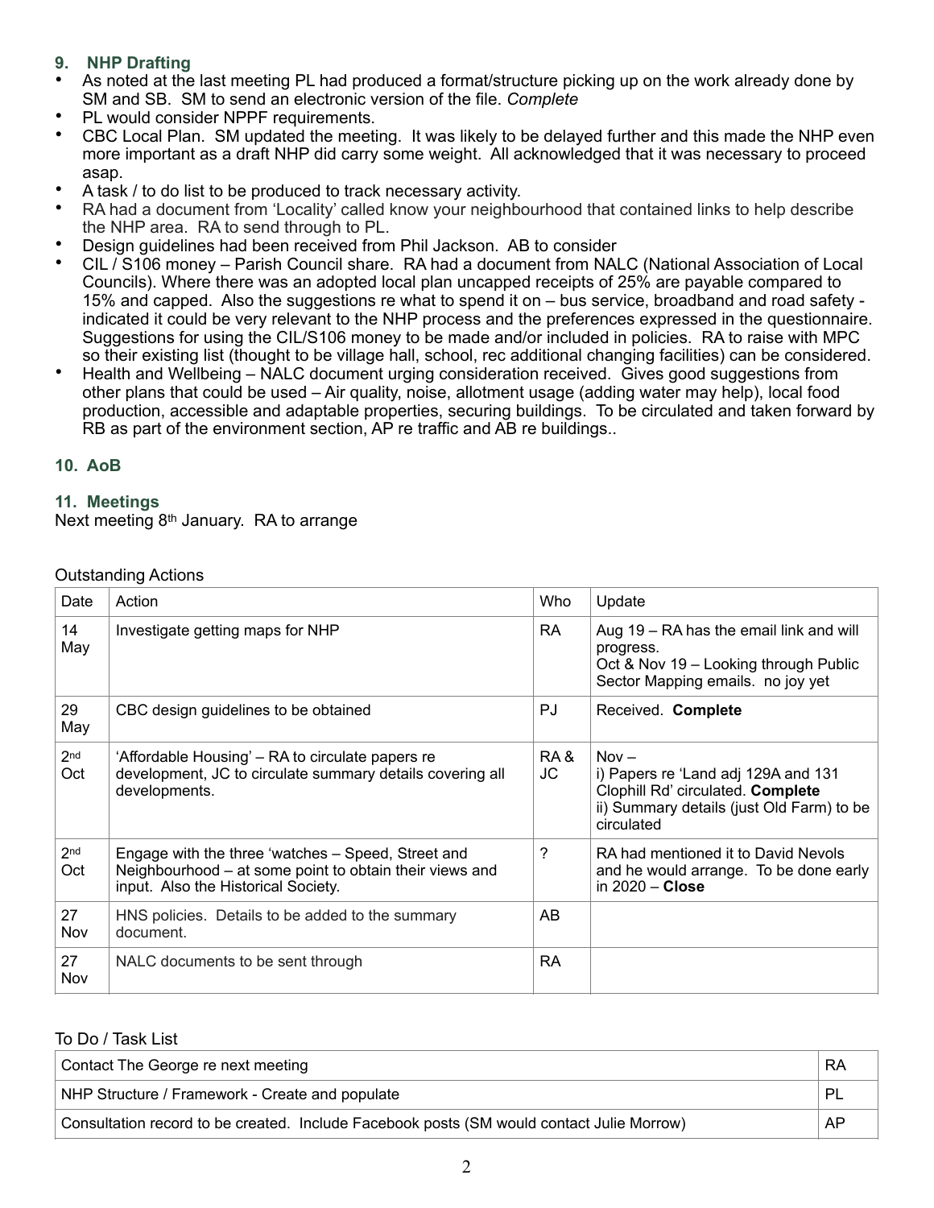### 9. NHP Drafting

- As noted at the last meeting PL had produced a format/structure picking up on the work already done by SM and SB. SM to send an electronic version of the file. *Complete*
- PL would consider NPPF requirements.
- CBC Local Plan. SM updated the meeting. It was likely to be delayed further and this made the NHP even more important as a draft NHP did carry some weight. All acknowledged that it was necessary to proceed asap.
- A task / to do list to be produced to track necessary activity.
- RA had a document from 'Locality' called know your neighbourhood that contained links to help describe the NHP area. RA to send through to PL.
- Design guidelines had been received from Phil Jackson. AB to consider
- CIL / S106 money – Parish Council share. RA had a document from NALC (National Association of Local Councils). Where there was an adopted local plan uncapped receipts of 25% are payable compared to 15% and capped. Also the suggestions re what to spend it on – bus service, broadband and road safety - indicated it could be very relevant to the NHP process and the preferences expressed in the questionnaire. Suggestions for using the CIL/S106 money to be made and/or included in policies. RA to raise with MPC so their existing list (thought to be village hall, school, rec additional changing facilities) can be considered.
- Health and Wellbeing – NALC document urging consideration received. Gives good suggestions from other plans that could be used – Air quality, noise, allotment usage (adding water may help), local food production, accessible and adaptable properties, securing buildings. To be circulated and taken forward by RB as part of the environment section, AP re traffic and AB re buildings..

### 10. AoB

### 11. Meetings

Next meeting 8th January. RA to arrange

Outstanding Actions

| Date | Action | Who | Update |
|---|---|---|---|
| 14 May | Investigate getting maps for NHP | RA | Aug 19 – RA has the email link and will progress.<br>Oct & Nov 19 – Looking through Public Sector Mapping emails. no joy yet |
| 29 May | CBC design guidelines to be obtained | PJ | Received. **Complete** |
| 2nd Oct | 'Affordable Housing' – RA to circulate papers re development, JC to circulate summary details covering all developments. | RA & JC | Nov –<br>i) Papers re 'Land adj 129A and 131 Clophill Rd' circulated. **Complete**<br>ii) Summary details (just Old Farm) to be circulated |
| 2nd Oct | Engage with the three 'watches – Speed, Street and Neighbourhood – at some point to obtain their views and input. Also the Historical Society. | ? | RA had mentioned it to David Nevols and he would arrange. To be done early in 2020 – **Close** |
| 27 Nov | HNS policies. Details to be added to the summary document. | AB | |
| 27 Nov | NALC documents to be sent through | RA | |

To Do / Task List

| | |
|---|---|
| Contact The George re next meeting | RA |
| NHP Structure / Framework - Create and populate | PL |
| Consultation record to be created. Include Facebook posts (SM would contact Julie Morrow) | AP |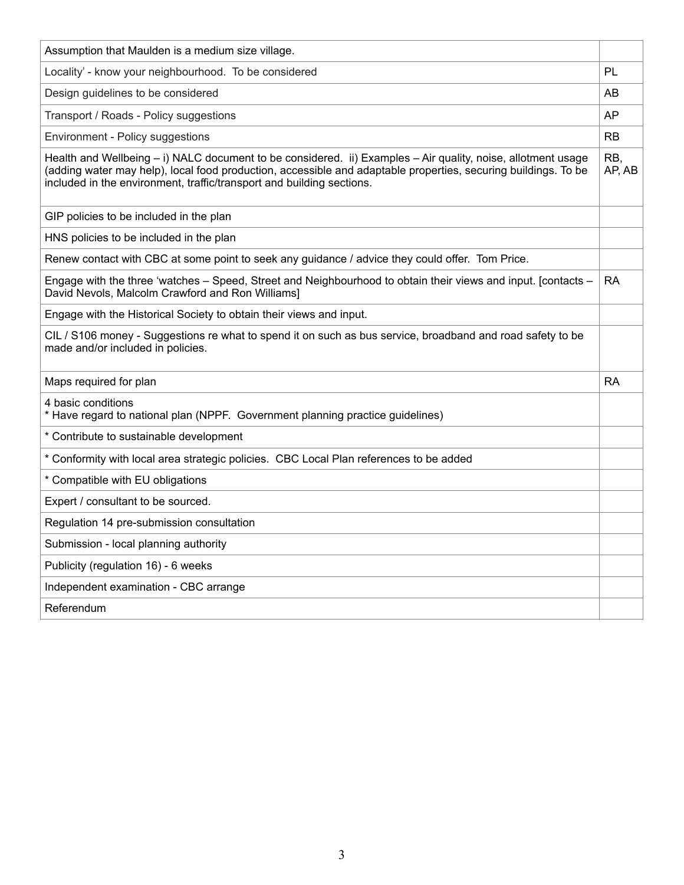| | |
|---|---|
| Assumption that Maulden is a medium size village. | |
| Locality' - know your neighbourhood. To be considered | PL |
| Design guidelines to be considered | AB |
| Transport / Roads - Policy suggestions | AP |
| Environment - Policy suggestions | RB |
| Health and Wellbeing – i) NALC document to be considered. ii) Examples – Air quality, noise, allotment usage (adding water may help), local food production, accessible and adaptable properties, securing buildings. To be included in the environment, traffic/transport and building sections. | RB, AP, AB |
| GIP policies to be included in the plan | |
| HNS policies to be included in the plan | |
| Renew contact with CBC at some point to seek any guidance / advice they could offer. Tom Price. | |
| Engage with the three 'watches – Speed, Street and Neighbourhood to obtain their views and input. [contacts – David Nevols, Malcolm Crawford and Ron Williams] | RA |
| Engage with the Historical Society to obtain their views and input. | |
| CIL / S106 money - Suggestions re what to spend it on such as bus service, broadband and road safety to be made and/or included in policies. | |
| Maps required for plan | RA |
| 4 basic conditions<br>* Have regard to national plan (NPPF. Government planning practice guidelines) | |
| * Contribute to sustainable development | |
| * Conformity with local area strategic policies. CBC Local Plan references to be added | |
| * Compatible with EU obligations | |
| Expert / consultant to be sourced. | |
| Regulation 14 pre-submission consultation | |
| Submission - local planning authority | |
| Publicity (regulation 16) - 6 weeks | |
| Independent examination - CBC arrange | |
| Referendum | |